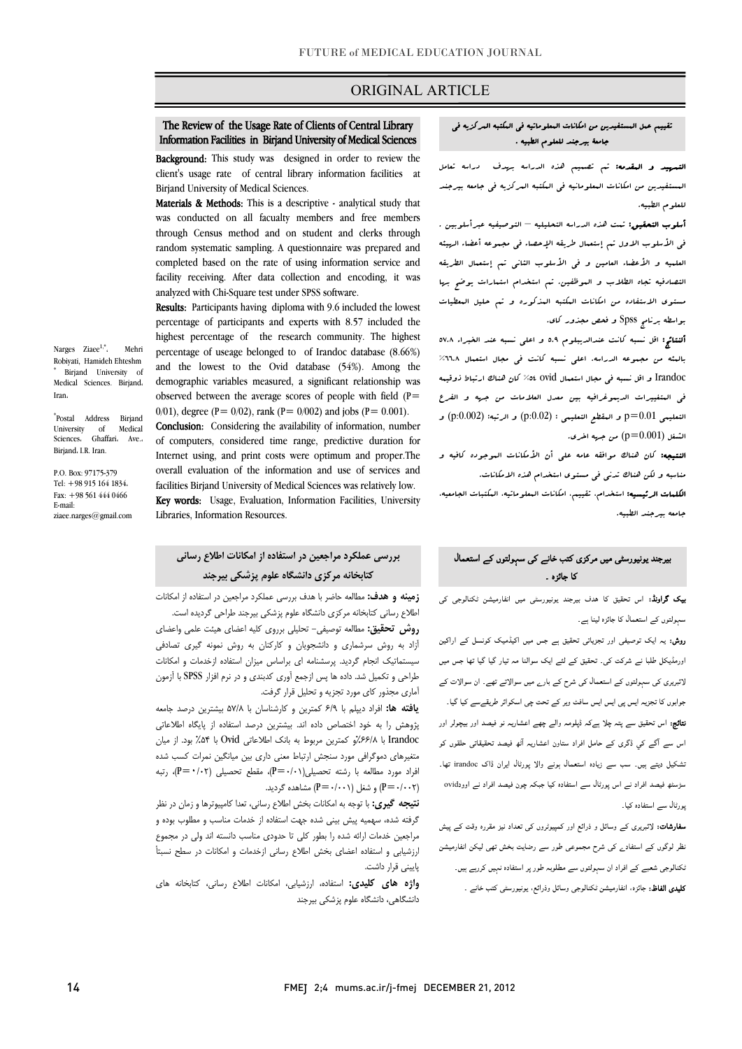# ORIGINAL ARTICLE

## The Review of the Usage Rate of Clients of Central Library Information Facilities in Birjand University of Medical Sciences

**Background:** This study was designed in order to review the client's usage rate of central library information facilities at Birjand University of Medical Sciences.

**Materials & Methods:** This is a descriptive - analytical study that was conducted on all facualty members and free members through Census method and on student and clerks through random systematic sampling. A questionnaire was prepared and completed based on the rate of using information service and facility receiving. After data collection and encoding, it was analyzed with Chi-Square test under SPSS software.

**Results:** Participants having diploma with 9.6 included the lowest percentage of participants and experts with 8.57 included the highest percentage of the research community. The highest percentage of useage belonged to of Irandoc database (8.66%) and the lowest to the Ovid database (54%). Among the demographic variables measured, a significant relationship was observed between the average scores of people with field (P= 0/01), degree (P= 0/02), rank (P= 0/002) and jobs (P= 0.001).

**Conclusion:** Considering the availability of information, number of computers, considered time range, predictive duration for Internet using, and print costs were optimum and proper.The overall evaluation of the information and use of services and facilities Birjand University of Medical Sciences was relatively low.

**Key words:** Usage, Evaluation, Information Facilities, University Libraries, Information Resources.

Narges Ziaee[1,*], Mehri Robiyati, Hamideh Ehteshm

[*] Birjand University of Medical Sciences. Birjand, Iran.

[*]Postal Address Birjand University of Medical Sciences, Ghaffari, Ave., Birjand, I.R. Iran.

P.O. Box: 97175-379
Tel: +98 915 164 1834,
Fax: +98 561 444 0466
E-mail: ziaee.narges@gmail.com

## تقييم عمل المستفيدين من امكانات المعلوماتيه في المكتبه المركزيه في جامعة بيرجند للعلوم الطبيه .

**التمهيد و المقدمه:** تم تصميم هذه الدراسه بهدف دراسه تعامل المستفيدين من امكانات المعلوماتيه في المكتبه المركزيه في جامعه بيرجند للعلوم الطبيه.

**أسلوب التحقيق:** تمت هذه الدراسه التحليليه – التوصيفيه عبرأسلوبين . في الأسلوب الاول تم إستعمال طريقه الإحصاء في مجموعه أعضاء الهيئه العلميه و الأعضاء العامين و في الأسلوب الثاني تم إستعمال الطريقه التصادفيه تجاه الطلاب و الموظفين. تم استخدام استمارات بوضع بها مستوى الاستفاده من امكانات المكتبه المذكوره و تم حليل المعطيات بواسطه برنامج Spss و فحص مجذور كاي.

**ألنتائج:** اقل نسبه كانت عندالديبلوم ٥.٩ و اعلى نسبه عند الخبراء ٥٧.٨ بالمئه من مجموعه الدراسه. اعلى نسبه كانت في مجال استعمال ٦٦.٨٪ Irandoc و اقل نسبه في مجال استعمال ovid ٥٤٪ كان هناك ارتباط ذوقيمه في المتغييرات الديموغرافيه بين معدل العلامات من جهه و الفرع التعليمي p=0.01 و المقطع التعليمي : (p:0.02) و الرتبه: (p:0.002) و الشغل (p=0.001) من جهه اخرى.

**النتيجه:** كان هناك موافقه عامه على أن الأمكانات الموجوده كافيه و مناسبه و لكن هناك تدني في مستوى استخدام هذه الامكانات.

**الكلمات الرئيسيه:** استخدام، تقييم، امكانات المعلوماتيه، المكتبات الجامعيه، جامعه بيرجند الطبيه.

## بررسی عملکرد مراجعين در استفاده از امکانات اطلاع رسانی کتابخانه مرکزی دانشگاه علوم پزشکی بيرجند

**زمینه و هدف:** مطالعه حاضر با هدف بررسی عملکرد مراجعين در استفاده از امکانات اطلاع رسانی کتابخانه مرکزی دانشگاه علوم پزشکی بيرجند طراحی گرديده است.

**روش تحقیق:** مطالعه توصيفی- تحليلی برروی کليه اعضای هيئت علمی واعضای آزاد به روش سرشماری و دانشجويان و کارکنان به روش نمونه گيری تصادفی سيستماتيک انجام گرديد. پرسشنامه ای براساس ميزان استفاده ازخدمات و امکانات طراحی و تکميل شد. داده ها پس ازجمع آوری کدبندی و در نرم افزار SPSS با آزمون آماری مجذور کای مورد تجزيه و تحليل قرار گرفت.

**یافته ها:** افراد ديپلم با ۶/۹ کمترين و کارشناسان با ۵۷/۸ بيشترين درصد جامعه پژوهش را به خود اختصاص داده اند. بيشترين درصد استفاده از پايگاه اطلاعاتی Irandoc با ۶۶/۸٪ و کمترين مربوط به بانک اطلاعاتی Ovid با ۵۴٪ بود. از ميان متغيرهای دموگرافی مورد سنجش ارتباط معنی داری بين ميانگين نمرات کسب شده افراد مورد مطالعه با رشته تحصيلی(P=۰/۰۱)، مقطع تحصيلی (P=۰/۰۲)، رتبه (P=۰/۰۰۲) و شغل (P=۰/۰۰۱) مشاهده گرديد.

**نتیجه گیری:** با توجه به امکانات بخش اطلاع رسانی، تعدا کامپيوترها و زمان در نظر گرفته شده، سهميه پيش بينی شده جهت استفاده از خدمات مناسب و مطلوب بوده و مراجعين خدمات ارائه شده را بطور کلی تا حدودی مناسب دانسته اند ولی در مجموع ارزشيابی و استفاده اعضای بخش اطلاع رسانی ازخدمات و امکانات در سطح نسبتاً پايينی قرار داشت.

**واژه های کلیدی:** استفاده، ارزشيابی، امکانات اطلاع رسانی، کتابخانه های دانشگاهی، دانشگاه علوم پزشکی بيرجند

## بیرجند یونیورسٹی میں مرکزی کتب خانے کی سہولتوں کے استعمال کا جائزہ ۔

**بیک گراونڈ:** اس تحقیق کا ھدف بیرجند یونیورسٹی میں انفارمیشن ٹکنالوجی کی سہولتوں کے استعمال کا جائزہ لینا ہے۔

**روش:** یہ ایک توصیفی اور تجزیاتی تحقیق ہے جس میں اکیڈمیک کونسل کے اراکین اورمیڈیکل طلبا نے شرکت کی۔ تحقیق کے لئے ایک سوالنا مہ تیار کیا گيا تھا جس میں لائبریری کی سہولتوں کے استعمال کی شرح کے بارے میں سوالات تھے۔ ان سوالات کے جوابوں کا تجزیہ ایس پی ایس ایس سافٹ ویر کے تحت چی اسکوائر طریقےسے کیا گيا۔

**نتائج:** اس تحقیق سے پتہ چلا ہےکہ ڈپلومہ والے چھے اعشاریہ نو فیصد اور بیچولر اور اس سے آگے کی ڈگری کے حامل افراد ستاون اعشاریہ آٹھ فیصد تحقیقاتی حلقوں کو تشکیل دیتے ہیں۔ سب سے زیادہ استعمال ہونے والا پورٹال ایران ڈاک irandoc تھا۔ سڑسٹھ فیصد افراد نے اس پورٹال سے استفادہ کیا جبکہ چون فیصد افراد نے اووڈovid پورٹال سے استفادہ کیا۔

**سفارشات:** لائبریری کے وسائل و ذرائع اور کمپیوٹروں کی تعداد نیز مقررہ وقت کے پیش نظر لوگوں کے استفادے کی شرح مجموعی طور سے رضایت بخش تھی لیکن انفارمیشن ٹکنالوجی شعبے کے افراد ان سہولتوں سے مطلوبہ طور پر استفادہ نہیں کررہے ہیں۔

**کلیدی الفاظ:** جائزہ، انفارمیشن ٹکنالوجی وسائل وذرائع، یونیورسٹی کتب خانے ۔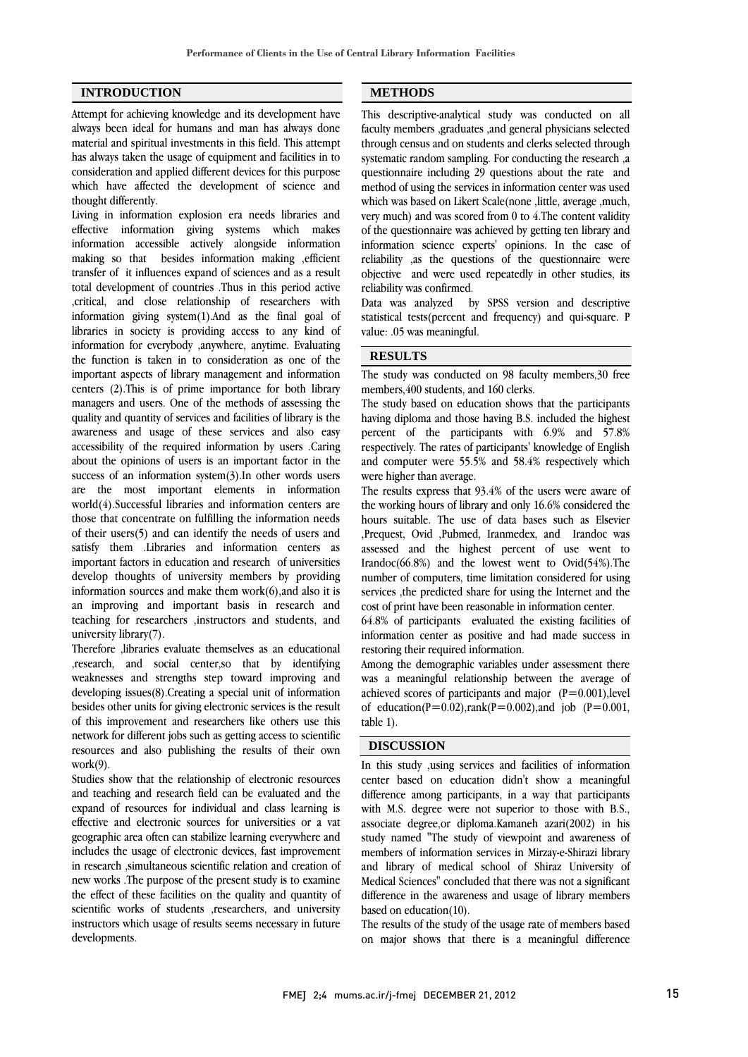## INTRODUCTION

Attempt for achieving knowledge and its development have always been ideal for humans and man has always done material and spiritual investments in this field. This attempt has always taken the usage of equipment and facilities in to consideration and applied different devices for this purpose which have affected the development of science and thought differently.

Living in information explosion era needs libraries and effective information giving systems which makes information accessible actively alongside information making so that besides information making ,efficient transfer of it influences expand of sciences and as a result total development of countries .Thus in this period active ,critical, and close relationship of researchers with information giving system(1).And as the final goal of libraries in society is providing access to any kind of information for everybody ,anywhere, anytime. Evaluating the function is taken in to consideration as one of the important aspects of library management and information centers (2).This is of prime importance for both library managers and users. One of the methods of assessing the quality and quantity of services and facilities of library is the awareness and usage of these services and also easy accessibility of the required information by users .Caring about the opinions of users is an important factor in the success of an information system(3).In other words users are the most important elements in information world(4).Successful libraries and information centers are those that concentrate on fulfilling the information needs of their users(5) and can identify the needs of users and satisfy them .Libraries and information centers as important factors in education and research of universities develop thoughts of university members by providing information sources and make them work(6),and also it is an improving and important basis in research and teaching for researchers ,instructors and students, and university library(7).

Therefore ,libraries evaluate themselves as an educational ,research, and social center,so that by identifying weaknesses and strengths step toward improving and developing issues(8).Creating a special unit of information besides other units for giving electronic services is the result of this improvement and researchers like others use this network for different jobs such as getting access to scientific resources and also publishing the results of their own work(9).

Studies show that the relationship of electronic resources and teaching and research field can be evaluated and the expand of resources for individual and class learning is effective and electronic sources for universities or a vat geographic area often can stabilize learning everywhere and includes the usage of electronic devices, fast improvement in research ,simultaneous scientific relation and creation of new works .The purpose of the present study is to examine the effect of these facilities on the quality and quantity of scientific works of students ,researchers, and university instructors which usage of results seems necessary in future developments.

## METHODS

This descriptive-analytical study was conducted on all faculty members ,graduates ,and general physicians selected through census and on students and clerks selected through systematic random sampling. For conducting the research ,a questionnaire including 29 questions about the rate and method of using the services in information center was used which was based on Likert Scale(none ,little, average ,much, very much) and was scored from 0 to 4.The content validity of the questionnaire was achieved by getting ten library and information science experts' opinions. In the case of reliability ,as the questions of the questionnaire were objective and were used repeatedly in other studies, its reliability was confirmed.

Data was analyzed by SPSS version and descriptive statistical tests(percent and frequency) and qui-square. P value: .05 was meaningful.

## RESULTS

The study was conducted on 98 faculty members,30 free members,400 students, and 160 clerks.

The study based on education shows that the participants having diploma and those having B.S. included the highest percent of the participants with 6.9% and 57.8% respectively. The rates of participants' knowledge of English and computer were 55.5% and 58.4% respectively which were higher than average.

The results express that 93.4% of the users were aware of the working hours of library and only 16.6% considered the hours suitable. The use of data bases such as Elsevier ,Prequest, Ovid ,Pubmed, Iranmedex, and Irandoc was assessed and the highest percent of use went to Irandoc(66.8%) and the lowest went to Ovid(54%).The number of computers, time limitation considered for using services ,the predicted share for using the Internet and the cost of print have been reasonable in information center.

64.8% of participants evaluated the existing facilities of information center as positive and had made success in restoring their required information.

Among the demographic variables under assessment there was a meaningful relationship between the average of achieved scores of participants and major ($P=0.001$),level of education($P=0.02$),rank($P=0.002$),and job ($P=0.001$, table 1).

## DISCUSSION

In this study ,using services and facilities of information center based on education didn't show a meaningful difference among participants, in a way that participants with M.S. degree were not superior to those with B.S., associate degree,or diploma.Kamaneh azari(2002) in his study named "The study of viewpoint and awareness of members of information services in Mirzay-e-Shirazi library and library of medical school of Shiraz University of Medical Sciences" concluded that there was not a significant difference in the awareness and usage of library members based on education(10).

The results of the study of the usage rate of members based on major shows that there is a meaningful difference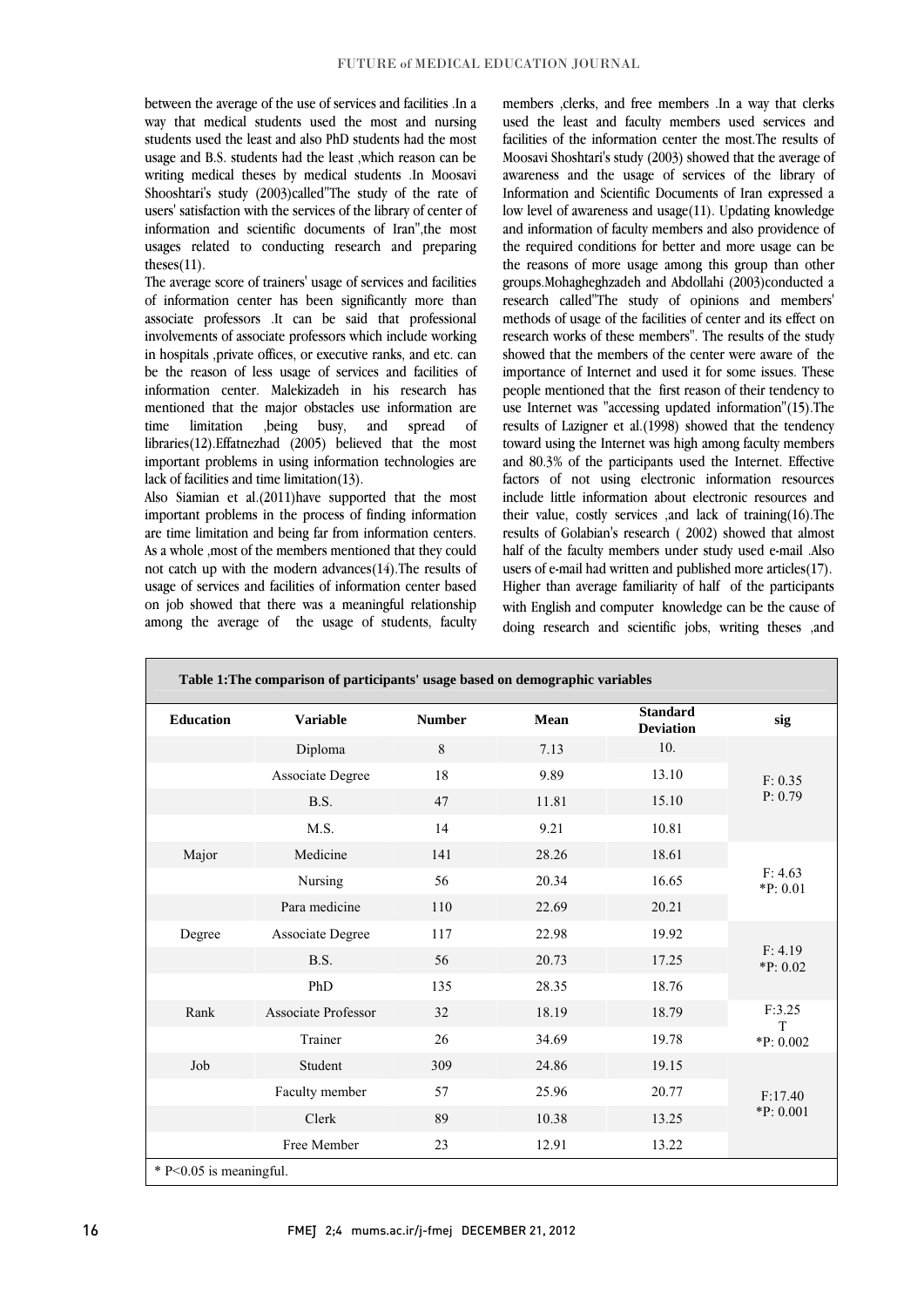between the average of the use of services and facilities .In a way that medical students used the most and nursing students used the least and also PhD students had the most usage and B.S. students had the least ,which reason can be writing medical theses by medical students .In Moosavi Shooshtari's study (2003)called"The study of the rate of users' satisfaction with the services of the library of center of information and scientific documents of Iran",the most usages related to conducting research and preparing theses(11).

The average score of trainers' usage of services and facilities of information center has been significantly more than associate professors .It can be said that professional involvements of associate professors which include working in hospitals ,private offices, or executive ranks, and etc. can be the reason of less usage of services and facilities of information center. Malekizadeh in his research has mentioned that the major obstacles use information are time limitation ,being busy, and spread of libraries(12).Effatnezhad (2005) believed that the most important problems in using information technologies are lack of facilities and time limitation(13).

Also Siamian et al.(2011)have supported that the most important problems in the process of finding information are time limitation and being far from information centers. As a whole ,most of the members mentioned that they could not catch up with the modern advances(14).The results of usage of services and facilities of information center based on job showed that there was a meaningful relationship among the average of the usage of students, faculty members ,clerks, and free members .In a way that clerks used the least and faculty members used services and facilities of the information center the most.The results of Moosavi Shoshtari's study (2003) showed that the average of awareness and the usage of services of the library of Information and Scientific Documents of Iran expressed a low level of awareness and usage(11). Updating knowledge and information of faculty members and also providence of the required conditions for better and more usage can be the reasons of more usage among this group than other groups.Mohagheghzadeh and Abdollahi (2003)conducted a research called"The study of opinions and members' methods of usage of the facilities of center and its effect on research works of these members". The results of the study showed that the members of the center were aware of the importance of Internet and used it for some issues. These people mentioned that the first reason of their tendency to use Internet was "accessing updated information"(15).The results of Lazigner et al.(1998) showed that the tendency toward using the Internet was high among faculty members and 80.3% of the participants used the Internet. Effective factors of not using electronic information resources include little information about electronic resources and their value, costly services ,and lack of training(16).The results of Golabian's research ( 2002) showed that almost half of the faculty members under study used e-mail .Also users of e-mail had written and published more articles(17). Higher than average familiarity of half of the participants with English and computer knowledge can be the cause of doing research and scientific jobs, writing theses ,and

**Table 1:The comparison of participants' usage based on demographic variables**

| Education | Variable | Number | Mean | Standard Deviation | sig |
|---|---|---|---|---|---|
| | Diploma | 8 | 7.13 | 10. | F: 0.35 P: 0.79 |
| | Associate Degree | 18 | 9.89 | 13.10 | |
| | B.S. | 47 | 11.81 | 15.10 | |
| | M.S. | 14 | 9.21 | 10.81 | |
| Major | Medicine | 141 | 28.26 | 18.61 | F: 4.63 *P: 0.01 |
| | Nursing | 56 | 20.34 | 16.65 | |
| | Para medicine | 110 | 22.69 | 20.21 | |
| Degree | Associate Degree | 117 | 22.98 | 19.92 | F: 4.19 *P: 0.02 |
| | B.S. | 56 | 20.73 | 17.25 | |
| | PhD | 135 | 28.35 | 18.76 | |
| Rank | Associate Professor | 32 | 18.19 | 18.79 | F:3.25 T *P: 0.002 |
| | Trainer | 26 | 34.69 | 19.78 | |
| Job | Student | 309 | 24.86 | 19.15 | F:17.40 *P: 0.001 |
| | Faculty member | 57 | 25.96 | 20.77 | |
| | Clerk | 89 | 10.38 | 13.25 | |
| | Free Member | 23 | 12.91 | 13.22 | |

* P<0.05 is meaningful.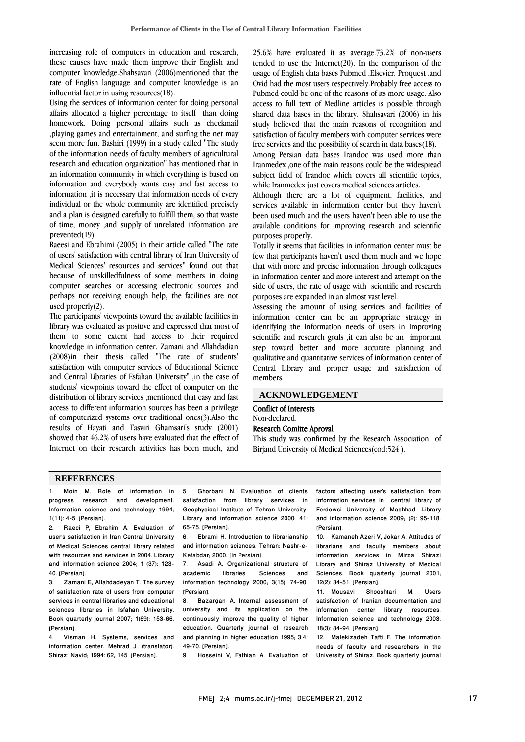increasing role of computers in education and research, these causes have made them improve their English and computer knowledge.Shahsavari (2006)mentioned that the rate of English language and computer knowledge is an influential factor in using resources(18).

Using the services of information center for doing personal affairs allocated a higher percentage to itself than doing homework. Doing personal affairs such as checkmail ,playing games and entertainment, and surfing the net may seem more fun. Bashiri (1999) in a study called "The study of the information needs of faculty members of agricultural research and education organization" has mentioned that in an information community in which everything is based on information and everybody wants easy and fast access to information ,it is necessary that information needs of every individual or the whole community are identified precisely and a plan is designed carefully to fulfill them, so that waste of time, money ,and supply of unrelated information are prevented(19).

Raeesi and Ebrahimi (2005) in their article called "The rate of users' satisfaction with central library of Iran University of Medical Sciences' resources and services" found out that because of unskilledfulness of some members in doing computer searches or accessing electronic sources and perhaps not receiving enough help, the facilities are not used properly(2).

The participants' viewpoints toward the available facilities in library was evaluated as positive and expressed that most of them to some extent had access to their required knowledge in information center. Zamani and Allahdadian (2008)in their thesis called "The rate of students' satisfaction with computer services of Educational Science and Central Libraries of Esfahan University" ,in the case of students' viewpoints toward the effect of computer on the distribution of library services ,mentioned that easy and fast access to different information sources has been a privilege of computerized systems over traditional ones(3).Also the results of Hayati and Tasviri Ghamsari's study (2001) showed that 46.2% of users have evaluated that the effect of Internet on their research activities has been much, and 25.6% have evaluated it as average.73.2% of non-users tended to use the Internet(20). In the comparison of the usage of English data bases Pubmed ,Elsevier, Proquest ,and Ovid had the most users respectively.Probably free access to Pubmed could be one of the reasons of its more usage. Also access to full text of Medline articles is possible through shared data bases in the library. Shahsavari (2006) in his study believed that the main reasons of recognition and satisfaction of faculty members with computer services were free services and the possibility of search in data bases(18).

Among Persian data bases Irandoc was used more than Iranmedex ,one of the main reasons could be the widespread subject field of Irandoc which covers all scientific topics, while Iranmedex just covers medical sciences articles.

Although there are a lot of equipment, facilities, and services available in information center but they haven't been used much and the users haven't been able to use the available conditions for improving research and scientific purposes properly.

Totally it seems that facilities in information center must be few that participants haven't used them much and we hope that with more and precise information through colleagues in information center and more interest and attempt on the side of users, the rate of usage with scientific and research purposes are expanded in an almost vast level.

Assessing the amount of using services and facilities of information center can be an appropriate strategy in identifying the information needs of users in improving scientific and research goals ,it can also be an important step toward better and more accurate planning and qualitative and quantitative services of information center of Central Library and proper usage and satisfaction of members.

## ACKNOWLEDGEMENT

**Conflict of Interests**

Non-declared.

**Research Comitte Aproval**

This study was confirmed by the Research Association of Birjand University of Medical Sciences(cod:524 ).

## REFERENCES

1. Moin M. Role of information in progress research and development. Information science and technology 1994; 1(11): 4-5. [Persian].
2. Raeci P, Ebrahim A. Evaluation of user's satisfaction in Iran Central University of Medical Sciences central library related with resources and services in 2004. Library and information science 2004; 1 (37): 123-40. [Persian].
3. Zamani E, Allahdadeyan T. The survey of satisfaction rate of users from computer services in central libraries and educational sciences libraries in Isfahan University. Book quarterly journal 2007; 1(69): 153-66. [Persian].
4. Visman H. Systems, services and information center. Mehrad J. (translator). Shiraz: Navid; 1994: 62, 145. [Persian].
5. Ghorbani N. Evaluation of clients satisfaction from library services in Geophysical Institute of Tehran University. Library and information science 2000; 41: 65-75. [Persian].
6. Ebrami H. Introduction to librarianship and information sciences. Tehran: Nashr-e-Ketabdar; 2000. [In Persian].
7. Asadi A. Organizational structure of academic libraries. Sciences and information technology 2000; 3(15): 74-90. [Persian].
8. Bazargan A. Internal assessment of university and its application on the continuously improve the quality of higher education. Quarterly journal of research and planning in higher education 1995; 3,4: 49-70. [Persian].
9. Hosseini V, Fathian A. Evaluation of factors affecting user's satisfaction from information services in central library of Ferdowsi University of Mashhad. Library and information science 2009; (2): 95-118. [Persian].
10. Kamaneh Azeri V, Jokar A. Attitudes of librarians and faculty members about information services in Mirza Shirazi Library and Shiraz University of Medical Sciences. Book quarterly journal 2001; 12(2): 34-51. [Persian].
11. Mousavi Shooshtari M. Users satisfaction of Iranian documentation and information center library resources. Information science and technology 2003; 18(3): 84-94. [Persian].
12. Malekizadeh Tafti F. The information needs of faculty and researchers in the University of Shiraz. Book quarterly journal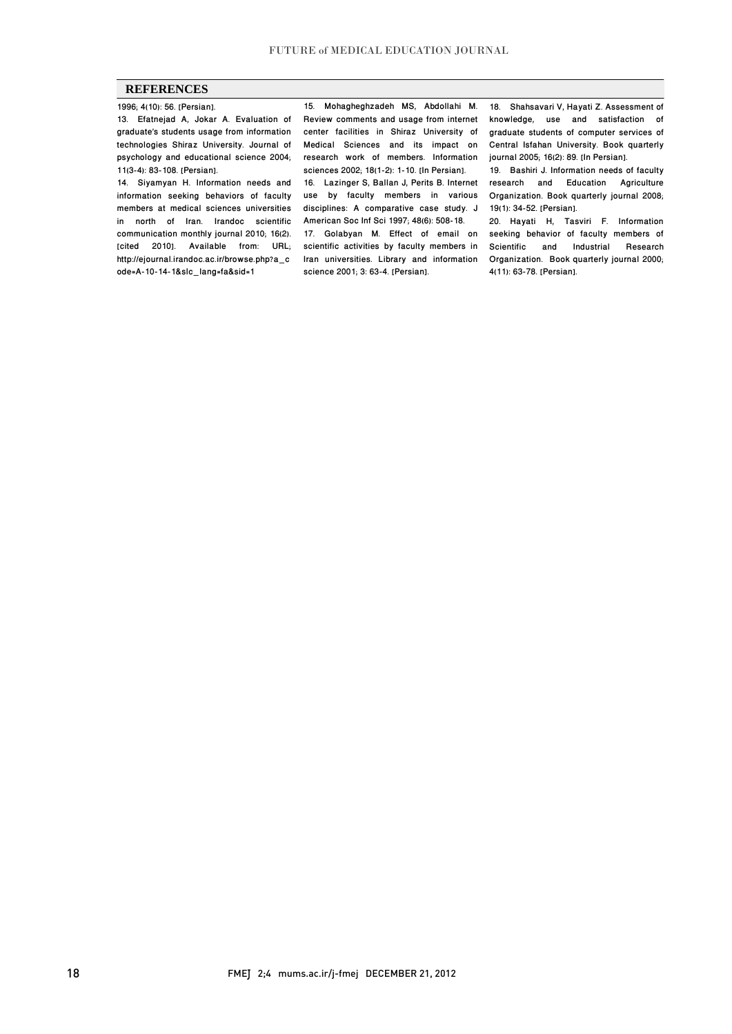## REFERENCES

1996; 4(10): 56. [Persian].

13. Efatnejad A, Jokar A. Evaluation of graduate's students usage from information technologies Shiraz University. Journal of psychology and educational science 2004; 11(3-4): 83-108. [Persian].

14. Siyamyan H. Information needs and information seeking behaviors of faculty members at medical sciences universities in north of Iran. Irandoc scientific communication monthly journal 2010; 16(2). [cited 2010]. Available from: URL; http://ejournal.irandoc.ac.ir/browse.php?a_code=A-10-14-1&slc_lang=fa&sid=1

15. Mohagheghzadeh MS, Abdollahi M. Review comments and usage from internet center facilities in Shiraz University of Medical Sciences and its impact on research work of members. Information sciences 2002; 18(1-2): 1-10. [In Persian].

16. Lazinger S, Ballan J, Perits B. Internet use by faculty members in various disciplines: A comparative case study. J American Soc Inf Sci 1997; 48(6): 508-18.

17. Golabyan M. Effect of email on scientific activities by faculty members in Iran universities. Library and information science 2001; 3: 63-4. [Persian].

18. Shahsavari V, Hayati Z. Assessment of knowledge, use and satisfaction of graduate students of computer services of Central Isfahan University. Book quarterly journal 2005; 16(2): 89. [In Persian].

19. Bashiri J. Information needs of faculty research and Education Agriculture Organization. Book quarterly journal 2008; 19(1): 34-52. [Persian].

20. Hayati H, Tasviri F. Information seeking behavior of faculty members of Scientific and Industrial Research Organization. Book quarterly journal 2000; 4(11): 63-78. [Persian].